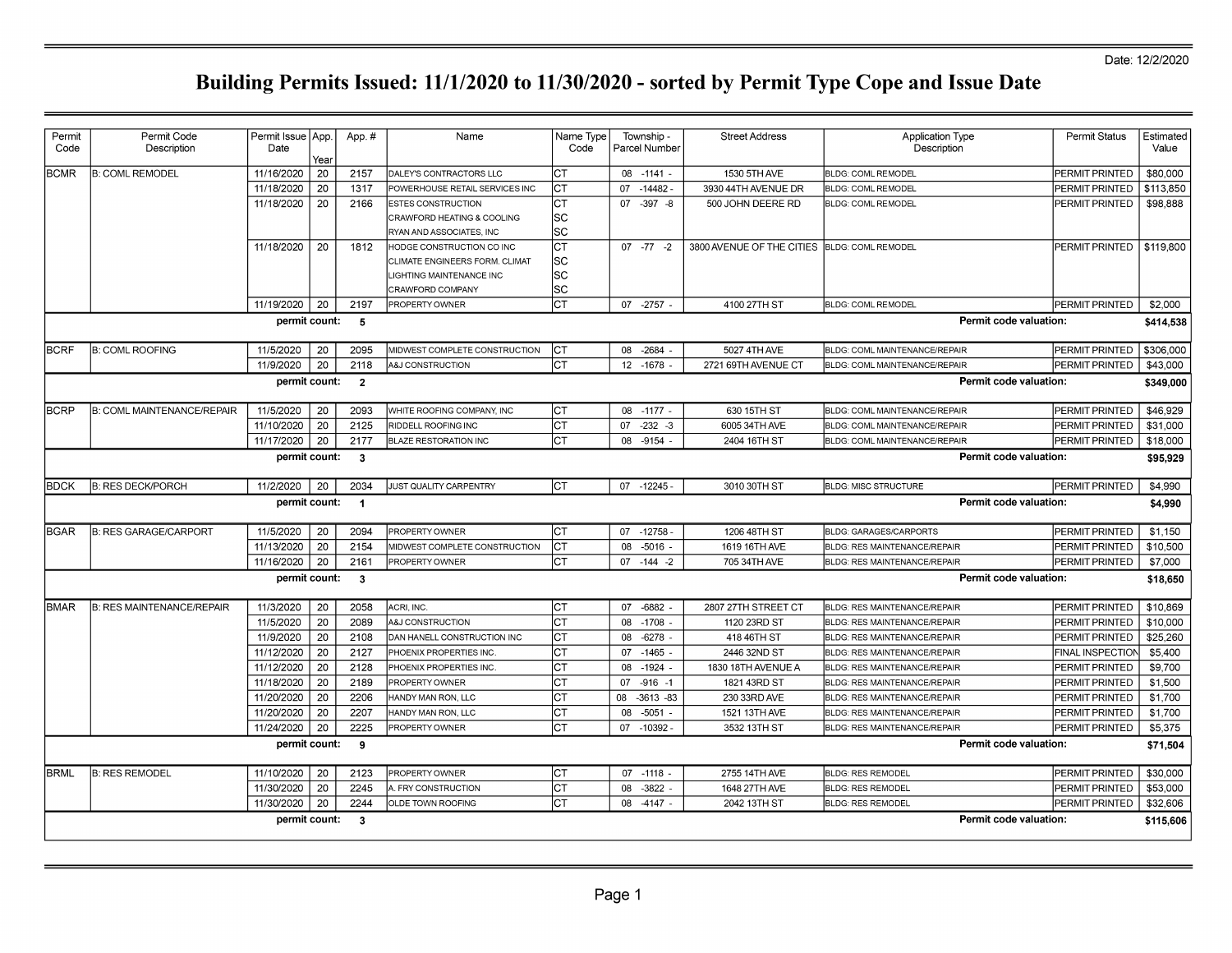Date: 12/2/2020

# Building Permits Issued: 11/1/2020 to 11/30/2020 - sorted by Permit Type Cope and Issue Date

| Permit Code | Permit Code Description | Permit Issue Date | App. Year | App. # | Name | Name Type Code | Township - Parcel Number | Street Address | Application Type Description | Permit Status | Estimated Value |
|---|---|---|---|---|---|---|---|---|---|---|---|
| BCMR | B: COML REMODEL | 11/16/2020 | 20 | 2157 | DALEY'S CONTRACTORS LLC | CT | 08 -1141 - | 1530 5TH AVE | BLDG: COML REMODEL | PERMIT PRINTED | $80,000 |
| | | 11/18/2020 | 20 | 1317 | POWERHOUSE RETAIL SERVICES INC | CT | 07 -14482 - | 3930 44TH AVENUE DR | BLDG: COML REMODEL | PERMIT PRINTED | $113,850 |
| | | 11/18/2020 | 20 | 2166 | ESTES CONSTRUCTION | CT | 07 -397 -8 | 500 JOHN DEERE RD | BLDG: COML REMODEL | PERMIT PRINTED | $98,888 |
| | | | | | CRAWFORD HEATING & COOLING | SC | | | | | |
| | | | | | RYAN AND ASSOCIATES, INC | SC | | | | | |
| | | 11/18/2020 | 20 | 1812 | HODGE CONSTRUCTION CO INC | CT | 07 -77 -2 | 3800 AVENUE OF THE CITIES | BLDG: COML REMODEL | PERMIT PRINTED | $119,800 |
| | | | | | CLIMATE ENGINEERS FORM. CLIMAT | SC | | | | | |
| | | | | | LIGHTING MAINTENANCE INC | SC | | | | | |
| | | | | | CRAWFORD COMPANY | SC | | | | | |
| | | 11/19/2020 | 20 | 2197 | PROPERTY OWNER | CT | 07 -2757 - | 4100 27TH ST | BLDG: COML REMODEL | PERMIT PRINTED | $2,000 |
| | | **permit count:** | | **5** | | | | | **Permit code valuation:** | | **$414,538** |
| BCRF | B: COML ROOFING | 11/5/2020 | 20 | 2095 | MIDWEST COMPLETE CONSTRUCTION | CT | 08 -2684 - | 5027 4TH AVE | BLDG: COML MAINTENANCE/REPAIR | PERMIT PRINTED | $306,000 |
| | | 11/9/2020 | 20 | 2118 | A&J CONSTRUCTION | CT | 12 -1678 - | 2721 69TH AVENUE CT | BLDG: COML MAINTENANCE/REPAIR | PERMIT PRINTED | $43,000 |
| | | **permit count:** | | **2** | | | | | **Permit code valuation:** | | **$349,000** |
| BCRP | B: COML MAINTENANCE/REPAIR | 11/5/2020 | 20 | 2093 | WHITE ROOFING COMPANY, INC | CT | 08 -1177 - | 630 15TH ST | BLDG: COML MAINTENANCE/REPAIR | PERMIT PRINTED | $46,929 |
| | | 11/10/2020 | 20 | 2125 | RIDDELL ROOFING INC | CT | 07 -232 -3 | 6005 34TH AVE | BLDG: COML MAINTENANCE/REPAIR | PERMIT PRINTED | $31,000 |
| | | 11/17/2020 | 20 | 2177 | BLAZE RESTORATION INC | CT | 08 -9154 - | 2404 16TH ST | BLDG: COML MAINTENANCE/REPAIR | PERMIT PRINTED | $18,000 |
| | | **permit count:** | | **3** | | | | | **Permit code valuation:** | | **$95,929** |
| BDCK | B: RES DECK/PORCH | 11/2/2020 | 20 | 2034 | JUST QUALITY CARPENTRY | CT | 07 -12245 - | 3010 30TH ST | BLDG: MISC STRUCTURE | PERMIT PRINTED | $4,990 |
| | | **permit count:** | | **1** | | | | | **Permit code valuation:** | | **$4,990** |
| BGAR | B: RES GARAGE/CARPORT | 11/5/2020 | 20 | 2094 | PROPERTY OWNER | CT | 07 -12758 - | 1206 48TH ST | BLDG: GARAGES/CARPORTS | PERMIT PRINTED | $1,150 |
| | | 11/13/2020 | 20 | 2154 | MIDWEST COMPLETE CONSTRUCTION | CT | 08 -5016 - | 1619 16TH AVE | BLDG: RES MAINTENANCE/REPAIR | PERMIT PRINTED | $10,500 |
| | | 11/16/2020 | 20 | 2161 | PROPERTY OWNER | CT | 07 -144 -2 | 705 34TH AVE | BLDG: RES MAINTENANCE/REPAIR | PERMIT PRINTED | $7,000 |
| | | **permit count:** | | **3** | | | | | **Permit code valuation:** | | **$18,650** |
| BMAR | B: RES MAINTENANCE/REPAIR | 11/3/2020 | 20 | 2058 | ACRI, INC. | CT | 07 -6882 - | 2807 27TH STREET CT | BLDG: RES MAINTENANCE/REPAIR | PERMIT PRINTED | $10,869 |
| | | 11/5/2020 | 20 | 2089 | A&J CONSTRUCTION | CT | 08 -1708 - | 1120 23RD ST | BLDG: RES MAINTENANCE/REPAIR | PERMIT PRINTED | $10,000 |
| | | 11/9/2020 | 20 | 2108 | DAN HANELL CONSTRUCTION INC | CT | 08 -6278 - | 418 46TH ST | BLDG: RES MAINTENANCE/REPAIR | PERMIT PRINTED | $25,260 |
| | | 11/12/2020 | 20 | 2127 | PHOENIX PROPERTIES INC. | CT | 07 -1465 - | 2446 32ND ST | BLDG: RES MAINTENANCE/REPAIR | FINAL INSPECTION | $5,400 |
| | | 11/12/2020 | 20 | 2128 | PHOENIX PROPERTIES INC. | CT | 08 -1924 - | 1830 18TH AVENUE A | BLDG: RES MAINTENANCE/REPAIR | PERMIT PRINTED | $9,700 |
| | | 11/18/2020 | 20 | 2189 | PROPERTY OWNER | CT | 07 -916 -1 | 1821 43RD ST | BLDG: RES MAINTENANCE/REPAIR | PERMIT PRINTED | $1,500 |
| | | 11/20/2020 | 20 | 2206 | HANDY MAN RON, LLC | CT | 08 -3613 -83 | 230 33RD AVE | BLDG: RES MAINTENANCE/REPAIR | PERMIT PRINTED | $1,700 |
| | | 11/20/2020 | 20 | 2207 | HANDY MAN RON, LLC | CT | 08 -5051 - | 1521 13TH AVE | BLDG: RES MAINTENANCE/REPAIR | PERMIT PRINTED | $1,700 |
| | | 11/24/2020 | 20 | 2225 | PROPERTY OWNER | CT | 07 -10392 - | 3532 13TH ST | BLDG: RES MAINTENANCE/REPAIR | PERMIT PRINTED | $5,375 |
| | | **permit count:** | | **9** | | | | | **Permit code valuation:** | | **$71,504** |
| BRML | B: RES REMODEL | 11/10/2020 | 20 | 2123 | PROPERTY OWNER | CT | 07 -1118 - | 2755 14TH AVE | BLDG: RES REMODEL | PERMIT PRINTED | $30,000 |
| | | 11/30/2020 | 20 | 2245 | A. FRY CONSTRUCTION | CT | 08 -3822 - | 1648 27TH AVE | BLDG: RES REMODEL | PERMIT PRINTED | $53,000 |
| | | 11/30/2020 | 20 | 2244 | OLDE TOWN ROOFING | CT | 08 -4147 - | 2042 13TH ST | BLDG: RES REMODEL | PERMIT PRINTED | $32,606 |
| | | **permit count:** | | **3** | | | | | **Permit code valuation:** | | **$115,606** |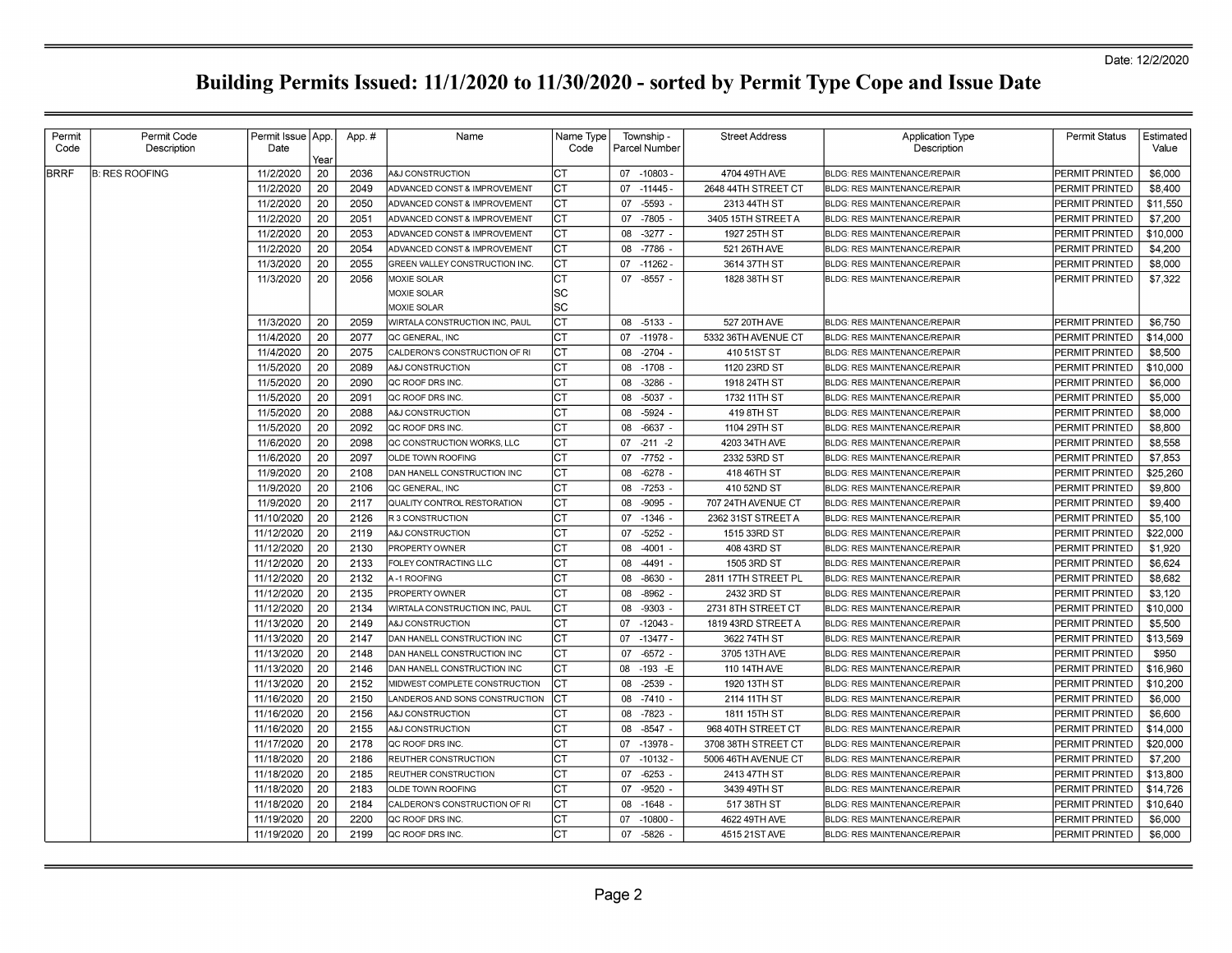Date: 12/2/2020

# Building Permits Issued: 11/1/2020 to 11/30/2020 - sorted by Permit Type Cope and Issue Date

| Permit Code | Permit Code Description | Permit Issue Date | App. Year | App. # | Name | Name Type Code | Township - Parcel Number | Street Address | Application Type Description | Permit Status | Estimated Value |
|---|---|---|---|---|---|---|---|---|---|---|---|
| BRRF | B: RES ROOFING | 11/2/2020 | 20 | 2036 | A&J CONSTRUCTION | CT | 07 -10803 - | 4704 49TH AVE | BLDG: RES MAINTENANCE/REPAIR | PERMIT PRINTED | $6,000 |
| | | 11/2/2020 | 20 | 2049 | ADVANCED CONST & IMPROVEMENT | CT | 07 -11445 - | 2648 44TH STREET CT | BLDG: RES MAINTENANCE/REPAIR | PERMIT PRINTED | $8,400 |
| | | 11/2/2020 | 20 | 2050 | ADVANCED CONST & IMPROVEMENT | CT | 07 -5593 - | 2313 44TH ST | BLDG: RES MAINTENANCE/REPAIR | PERMIT PRINTED | $11,550 |
| | | 11/2/2020 | 20 | 2051 | ADVANCED CONST & IMPROVEMENT | CT | 07 -7805 - | 3405 15TH STREET A | BLDG: RES MAINTENANCE/REPAIR | PERMIT PRINTED | $7,200 |
| | | 11/2/2020 | 20 | 2053 | ADVANCED CONST & IMPROVEMENT | CT | 08 -3277 - | 1927 25TH ST | BLDG: RES MAINTENANCE/REPAIR | PERMIT PRINTED | $10,000 |
| | | 11/2/2020 | 20 | 2054 | ADVANCED CONST & IMPROVEMENT | CT | 08 -7786 - | 521 26TH AVE | BLDG: RES MAINTENANCE/REPAIR | PERMIT PRINTED | $4,200 |
| | | 11/3/2020 | 20 | 2055 | GREEN VALLEY CONSTRUCTION INC. | CT | 07 -11262 - | 3614 37TH ST | BLDG: RES MAINTENANCE/REPAIR | PERMIT PRINTED | $8,000 |
| | | 11/3/2020 | 20 | 2056 | MOXIE SOLAR | CT | 07 -8557 - | 1828 38TH ST | BLDG: RES MAINTENANCE/REPAIR | PERMIT PRINTED | $7,322 |
| | | | | | MOXIE SOLAR | SC | | | | | |
| | | | | | MOXIE SOLAR | SC | | | | | |
| | | 11/3/2020 | 20 | 2059 | WIRTALA CONSTRUCTION INC, PAUL | CT | 08 -5133 - | 527 20TH AVE | BLDG: RES MAINTENANCE/REPAIR | PERMIT PRINTED | $6,750 |
| | | 11/4/2020 | 20 | 2077 | QC GENERAL, INC | CT | 07 -11978 - | 5332 36TH AVENUE CT | BLDG: RES MAINTENANCE/REPAIR | PERMIT PRINTED | $14,000 |
| | | 11/4/2020 | 20 | 2075 | CALDERON'S CONSTRUCTION OF RI | CT | 08 -2704 - | 410 51ST ST | BLDG: RES MAINTENANCE/REPAIR | PERMIT PRINTED | $8,500 |
| | | 11/5/2020 | 20 | 2089 | A&J CONSTRUCTION | CT | 08 -1708 - | 1120 23RD ST | BLDG: RES MAINTENANCE/REPAIR | PERMIT PRINTED | $10,000 |
| | | 11/5/2020 | 20 | 2090 | QC ROOF DRS INC. | CT | 08 -3286 - | 1918 24TH ST | BLDG: RES MAINTENANCE/REPAIR | PERMIT PRINTED | $6,000 |
| | | 11/5/2020 | 20 | 2091 | QC ROOF DRS INC. | CT | 08 -5037 - | 1732 11TH ST | BLDG: RES MAINTENANCE/REPAIR | PERMIT PRINTED | $5,000 |
| | | 11/5/2020 | 20 | 2088 | A&J CONSTRUCTION | CT | 08 -5924 - | 419 8TH ST | BLDG: RES MAINTENANCE/REPAIR | PERMIT PRINTED | $8,000 |
| | | 11/5/2020 | 20 | 2092 | QC ROOF DRS INC. | CT | 08 -6637 - | 1104 29TH ST | BLDG: RES MAINTENANCE/REPAIR | PERMIT PRINTED | $8,800 |
| | | 11/6/2020 | 20 | 2098 | QC CONSTRUCTION WORKS, LLC | CT | 07 -211 -2 | 4203 34TH AVE | BLDG: RES MAINTENANCE/REPAIR | PERMIT PRINTED | $8,558 |
| | | 11/6/2020 | 20 | 2097 | OLDE TOWN ROOFING | CT | 07 -7752 - | 2332 53RD ST | BLDG: RES MAINTENANCE/REPAIR | PERMIT PRINTED | $7,853 |
| | | 11/9/2020 | 20 | 2108 | DAN HANELL CONSTRUCTION INC | CT | 08 -6278 - | 418 46TH ST | BLDG: RES MAINTENANCE/REPAIR | PERMIT PRINTED | $25,260 |
| | | 11/9/2020 | 20 | 2106 | QC GENERAL, INC | CT | 08 -7253 - | 410 52ND ST | BLDG: RES MAINTENANCE/REPAIR | PERMIT PRINTED | $9,800 |
| | | 11/9/2020 | 20 | 2117 | QUALITY CONTROL RESTORATION | CT | 08 -9095 - | 707 24TH AVENUE CT | BLDG: RES MAINTENANCE/REPAIR | PERMIT PRINTED | $9,400 |
| | | 11/10/2020 | 20 | 2126 | R 3 CONSTRUCTION | CT | 07 -1346 - | 2362 31ST STREET A | BLDG: RES MAINTENANCE/REPAIR | PERMIT PRINTED | $5,100 |
| | | 11/12/2020 | 20 | 2119 | A&J CONSTRUCTION | CT | 07 -5252 - | 1515 33RD ST | BLDG: RES MAINTENANCE/REPAIR | PERMIT PRINTED | $22,000 |
| | | 11/12/2020 | 20 | 2130 | PROPERTY OWNER | CT | 08 -4001 - | 408 43RD ST | BLDG: RES MAINTENANCE/REPAIR | PERMIT PRINTED | $1,920 |
| | | 11/12/2020 | 20 | 2133 | FOLEY CONTRACTING LLC | CT | 08 -4491 - | 1505 3RD ST | BLDG: RES MAINTENANCE/REPAIR | PERMIT PRINTED | $6,624 |
| | | 11/12/2020 | 20 | 2132 | A -1 ROOFING | CT | 08 -8630 - | 2811 17TH STREET PL | BLDG: RES MAINTENANCE/REPAIR | PERMIT PRINTED | $8,682 |
| | | 11/12/2020 | 20 | 2135 | PROPERTY OWNER | CT | 08 -8962 - | 2432 3RD ST | BLDG: RES MAINTENANCE/REPAIR | PERMIT PRINTED | $3,120 |
| | | 11/12/2020 | 20 | 2134 | WIRTALA CONSTRUCTION INC, PAUL | CT | 08 -9303 - | 2731 8TH STREET CT | BLDG: RES MAINTENANCE/REPAIR | PERMIT PRINTED | $10,000 |
| | | 11/13/2020 | 20 | 2149 | A&J CONSTRUCTION | CT | 07 -12043 - | 1819 43RD STREET A | BLDG: RES MAINTENANCE/REPAIR | PERMIT PRINTED | $5,500 |
| | | 11/13/2020 | 20 | 2147 | DAN HANELL CONSTRUCTION INC | CT | 07 -13477 - | 3622 74TH ST | BLDG: RES MAINTENANCE/REPAIR | PERMIT PRINTED | $13,569 |
| | | 11/13/2020 | 20 | 2148 | DAN HANELL CONSTRUCTION INC | CT | 07 -6572 - | 3705 13TH AVE | BLDG: RES MAINTENANCE/REPAIR | PERMIT PRINTED | $950 |
| | | 11/13/2020 | 20 | 2146 | DAN HANELL CONSTRUCTION INC | CT | 08 -193 -E | 110 14TH AVE | BLDG: RES MAINTENANCE/REPAIR | PERMIT PRINTED | $16,960 |
| | | 11/13/2020 | 20 | 2152 | MIDWEST COMPLETE CONSTRUCTION | CT | 08 -2539 - | 1920 13TH ST | BLDG: RES MAINTENANCE/REPAIR | PERMIT PRINTED | $10,200 |
| | | 11/16/2020 | 20 | 2150 | LANDEROS AND SONS CONSTRUCTION | CT | 08 -7410 - | 2114 11TH ST | BLDG: RES MAINTENANCE/REPAIR | PERMIT PRINTED | $6,000 |
| | | 11/16/2020 | 20 | 2156 | A&J CONSTRUCTION | CT | 08 -7823 - | 1811 15TH ST | BLDG: RES MAINTENANCE/REPAIR | PERMIT PRINTED | $6,600 |
| | | 11/16/2020 | 20 | 2155 | A&J CONSTRUCTION | CT | 08 -8547 - | 968 40TH STREET CT | BLDG: RES MAINTENANCE/REPAIR | PERMIT PRINTED | $14,000 |
| | | 11/17/2020 | 20 | 2178 | QC ROOF DRS INC. | CT | 07 -13978 - | 3708 38TH STREET CT | BLDG: RES MAINTENANCE/REPAIR | PERMIT PRINTED | $20,000 |
| | | 11/18/2020 | 20 | 2186 | REUTHER CONSTRUCTION | CT | 07 -10132 - | 5006 46TH AVENUE CT | BLDG: RES MAINTENANCE/REPAIR | PERMIT PRINTED | $7,200 |
| | | 11/18/2020 | 20 | 2185 | REUTHER CONSTRUCTION | CT | 07 -6253 - | 2413 47TH ST | BLDG: RES MAINTENANCE/REPAIR | PERMIT PRINTED | $13,800 |
| | | 11/18/2020 | 20 | 2183 | OLDE TOWN ROOFING | CT | 07 -9520 - | 3439 49TH ST | BLDG: RES MAINTENANCE/REPAIR | PERMIT PRINTED | $14,726 |
| | | 11/18/2020 | 20 | 2184 | CALDERON'S CONSTRUCTION OF RI | CT | 08 -1648 - | 517 38TH ST | BLDG: RES MAINTENANCE/REPAIR | PERMIT PRINTED | $10,640 |
| | | 11/19/2020 | 20 | 2200 | QC ROOF DRS INC. | CT | 07 -10800 - | 4622 49TH AVE | BLDG: RES MAINTENANCE/REPAIR | PERMIT PRINTED | $6,000 |
| | | 11/19/2020 | 20 | 2199 | QC ROOF DRS INC. | CT | 07 -5826 - | 4515 21ST AVE | BLDG: RES MAINTENANCE/REPAIR | PERMIT PRINTED | $6,000 |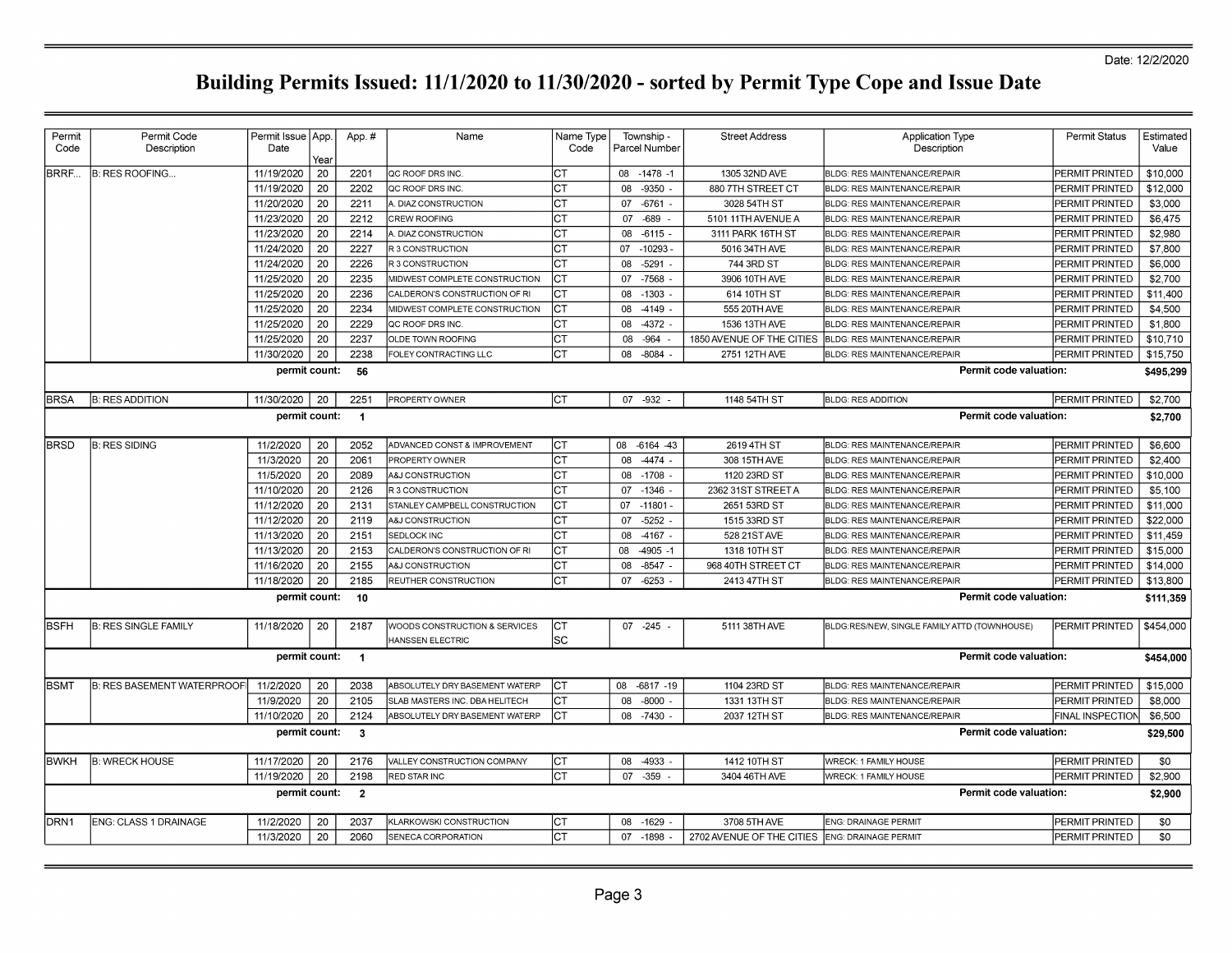Date: 12/2/2020

# Building Permits Issued: 11/1/2020 to 11/30/2020 - sorted by Permit Type Cope and Issue Date

| Permit Code | Permit Code Description | Permit Issue Date | App. Year | App. # | Name | Name Type Code | Township - Parcel Number | Street Address | Application Type Description | Permit Status | Estimated Value |
|---|---|---|---|---|---|---|---|---|---|---|---|
| BRRF... | B: RES ROOFING... | 11/19/2020 | 20 | 2201 | QC ROOF DRS INC. | CT | 08 -1478 -1 | 1305 32ND AVE | BLDG: RES MAINTENANCE/REPAIR | PERMIT PRINTED | $10,000 |
| | | 11/19/2020 | 20 | 2202 | QC ROOF DRS INC. | CT | 08 -9350 - | 880 7TH STREET CT | BLDG: RES MAINTENANCE/REPAIR | PERMIT PRINTED | $12,000 |
| | | 11/20/2020 | 20 | 2211 | A. DIAZ CONSTRUCTION | CT | 07 -6761 - | 3028 54TH ST | BLDG: RES MAINTENANCE/REPAIR | PERMIT PRINTED | $3,000 |
| | | 11/23/2020 | 20 | 2212 | CREW ROOFING | CT | 07 -689 - | 5101 11TH AVENUE A | BLDG: RES MAINTENANCE/REPAIR | PERMIT PRINTED | $6,475 |
| | | 11/23/2020 | 20 | 2214 | A. DIAZ CONSTRUCTION | CT | 08 -6115 - | 3111 PARK 16TH ST | BLDG: RES MAINTENANCE/REPAIR | PERMIT PRINTED | $2,980 |
| | | 11/24/2020 | 20 | 2227 | R 3 CONSTRUCTION | CT | 07 -10293 - | 5016 34TH AVE | BLDG: RES MAINTENANCE/REPAIR | PERMIT PRINTED | $7,800 |
| | | 11/24/2020 | 20 | 2226 | R 3 CONSTRUCTION | CT | 08 -5291 - | 744 3RD ST | BLDG: RES MAINTENANCE/REPAIR | PERMIT PRINTED | $6,000 |
| | | 11/25/2020 | 20 | 2235 | MIDWEST COMPLETE CONSTRUCTION | CT | 07 -7568 - | 3906 10TH AVE | BLDG: RES MAINTENANCE/REPAIR | PERMIT PRINTED | $2,700 |
| | | 11/25/2020 | 20 | 2236 | CALDERON'S CONSTRUCTION OF RI | CT | 08 -1303 - | 614 10TH ST | BLDG: RES MAINTENANCE/REPAIR | PERMIT PRINTED | $11,400 |
| | | 11/25/2020 | 20 | 2234 | MIDWEST COMPLETE CONSTRUCTION | CT | 08 -4149 - | 555 20TH AVE | BLDG: RES MAINTENANCE/REPAIR | PERMIT PRINTED | $4,500 |
| | | 11/25/2020 | 20 | 2229 | QC ROOF DRS INC. | CT | 08 -4372 - | 1536 13TH AVE | BLDG: RES MAINTENANCE/REPAIR | PERMIT PRINTED | $1,800 |
| | | 11/25/2020 | 20 | 2237 | OLDE TOWN ROOFING | CT | 08 -964 - | 1850 AVENUE OF THE CITIES | BLDG: RES MAINTENANCE/REPAIR | PERMIT PRINTED | $10,710 |
| | | 11/30/2020 | 20 | 2238 | FOLEY CONTRACTING LLC | CT | 08 -8084 - | 2751 12TH AVE | BLDG: RES MAINTENANCE/REPAIR | PERMIT PRINTED | $15,750 |
| | | **permit count:** | | **56** | | | | | **Permit code valuation:** | | **$495,299** |
| BRSA | B: RES ADDITION | 11/30/2020 | 20 | 2251 | PROPERTY OWNER | CT | 07 -932 - | 1148 54TH ST | BLDG: RES ADDITION | PERMIT PRINTED | $2,700 |
| | | **permit count:** | | **1** | | | | | **Permit code valuation:** | | **$2,700** |
| BRSD | B: RES SIDING | 11/2/2020 | 20 | 2052 | ADVANCED CONST & IMPROVEMENT | CT | 08 -6164 -43 | 2619 4TH ST | BLDG: RES MAINTENANCE/REPAIR | PERMIT PRINTED | $6,600 |
| | | 11/3/2020 | 20 | 2061 | PROPERTY OWNER | CT | 08 -4474 - | 308 15TH AVE | BLDG: RES MAINTENANCE/REPAIR | PERMIT PRINTED | $2,400 |
| | | 11/5/2020 | 20 | 2089 | A&J CONSTRUCTION | CT | 08 -1708 - | 1120 23RD ST | BLDG: RES MAINTENANCE/REPAIR | PERMIT PRINTED | $10,000 |
| | | 11/10/2020 | 20 | 2126 | R 3 CONSTRUCTION | CT | 07 -1346 - | 2362 31ST STREET A | BLDG: RES MAINTENANCE/REPAIR | PERMIT PRINTED | $5,100 |
| | | 11/12/2020 | 20 | 2131 | STANLEY CAMPBELL CONSTRUCTION | CT | 07 -11801 - | 2651 53RD ST | BLDG: RES MAINTENANCE/REPAIR | PERMIT PRINTED | $11,000 |
| | | 11/12/2020 | 20 | 2119 | A&J CONSTRUCTION | CT | 07 -5252 - | 1515 33RD ST | BLDG: RES MAINTENANCE/REPAIR | PERMIT PRINTED | $22,000 |
| | | 11/13/2020 | 20 | 2151 | SEDLOCK INC | CT | 08 -4167 - | 528 21ST AVE | BLDG: RES MAINTENANCE/REPAIR | PERMIT PRINTED | $11,459 |
| | | 11/13/2020 | 20 | 2153 | CALDERON'S CONSTRUCTION OF RI | CT | 08 -4905 -1 | 1318 10TH ST | BLDG: RES MAINTENANCE/REPAIR | PERMIT PRINTED | $15,000 |
| | | 11/16/2020 | 20 | 2155 | A&J CONSTRUCTION | CT | 08 -8547 - | 968 40TH STREET CT | BLDG: RES MAINTENANCE/REPAIR | PERMIT PRINTED | $14,000 |
| | | 11/18/2020 | 20 | 2185 | REUTHER CONSTRUCTION | CT | 07 -6253 - | 2413 47TH ST | BLDG: RES MAINTENANCE/REPAIR | PERMIT PRINTED | $13,800 |
| | | **permit count:** | | **10** | | | | | **Permit code valuation:** | | **$111,359** |
| BSFH | B: RES SINGLE FAMILY | 11/18/2020 | 20 | 2187 | WOODS CONSTRUCTION & SERVICES | CT | 07 -245 - | 5111 38TH AVE | BLDG:RES/NEW, SINGLE FAMILY ATTD (TOWNHOUSE) | PERMIT PRINTED | $454,000 |
| | | | | | HANSSEN ELECTRIC | SC | | | | | |
| | | **permit count:** | | **1** | | | | | **Permit code valuation:** | | **$454,000** |
| BSMT | B: RES BASEMENT WATERPROOF | 11/2/2020 | 20 | 2038 | ABSOLUTELY DRY BASEMENT WATERP | CT | 08 -6817 -19 | 1104 23RD ST | BLDG: RES MAINTENANCE/REPAIR | PERMIT PRINTED | $15,000 |
| | | 11/9/2020 | 20 | 2105 | SLAB MASTERS INC. DBA HELITECH | CT | 08 -8000 - | 1331 13TH ST | BLDG: RES MAINTENANCE/REPAIR | PERMIT PRINTED | $8,000 |
| | | 11/10/2020 | 20 | 2124 | ABSOLUTELY DRY BASEMENT WATERP | CT | 08 -7430 - | 2037 12TH ST | BLDG: RES MAINTENANCE/REPAIR | FINAL INSPECTION | $6,500 |
| | | **permit count:** | | **3** | | | | | **Permit code valuation:** | | **$29,500** |
| BWKH | B: WRECK HOUSE | 11/17/2020 | 20 | 2176 | VALLEY CONSTRUCTION COMPANY | CT | 08 -4933 - | 1412 10TH ST | WRECK: 1 FAMILY HOUSE | PERMIT PRINTED | $0 |
| | | 11/19/2020 | 20 | 2198 | RED STAR INC | CT | 07 -359 - | 3404 46TH AVE | WRECK: 1 FAMILY HOUSE | PERMIT PRINTED | $2,900 |
| | | **permit count:** | | **2** | | | | | **Permit code valuation:** | | **$2,900** |
| DRN1 | ENG: CLASS 1 DRAINAGE | 11/2/2020 | 20 | 2037 | KLARKOWSKI CONSTRUCTION | CT | 08 -1629 - | 3708 5TH AVE | ENG: DRAINAGE PERMIT | PERMIT PRINTED | $0 |
| | | 11/3/2020 | 20 | 2060 | SENECA CORPORATION | CT | 07 -1898 - | 2702 AVENUE OF THE CITIES | ENG: DRAINAGE PERMIT | PERMIT PRINTED | $0 |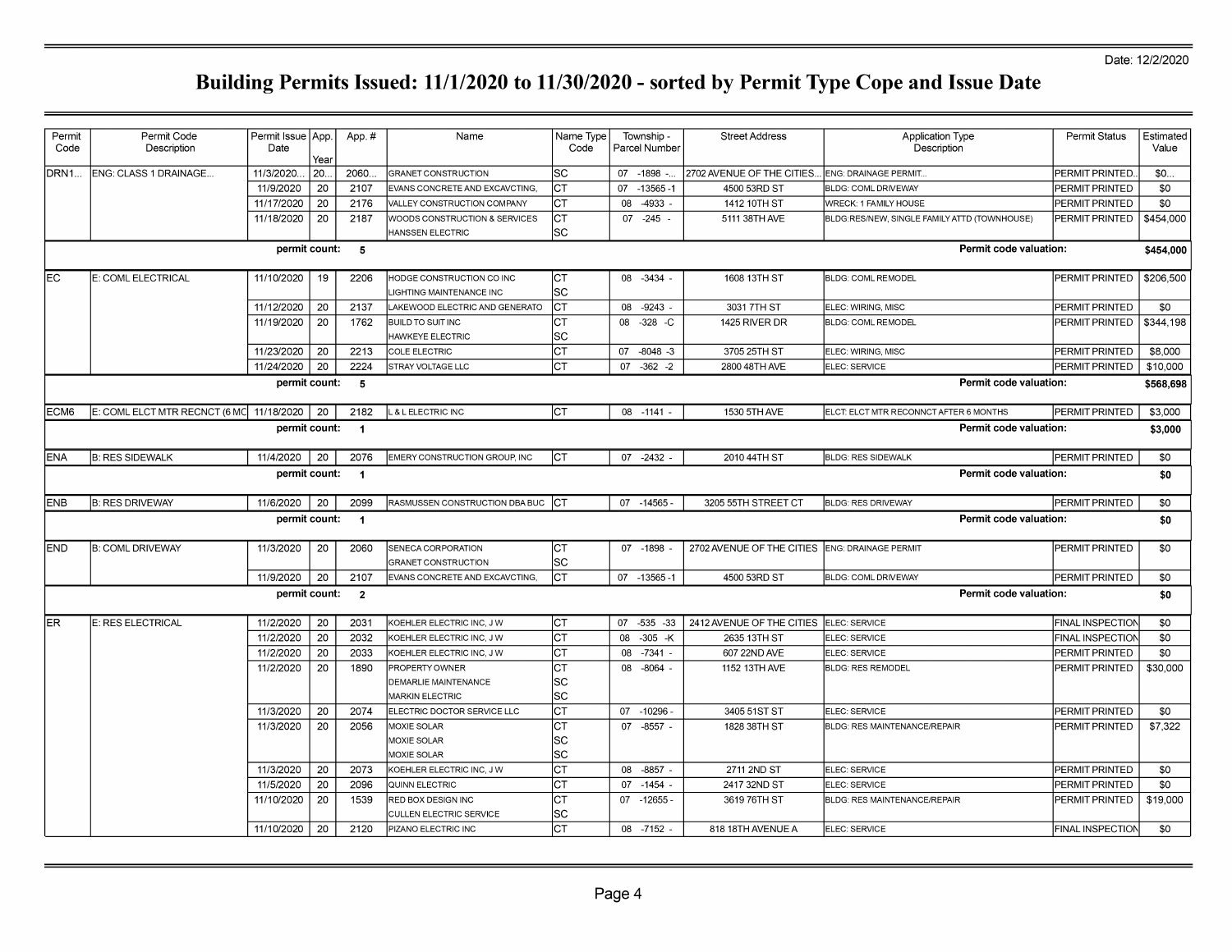Date: 12/2/2020

# Building Permits Issued: 11/1/2020 to 11/30/2020 - sorted by Permit Type Cope and Issue Date

| Permit Code | Permit Code Description | Permit Issue Date | App. Year | App. # | Name | Name Type Code | Township - Parcel Number | Street Address | Application Type Description | Permit Status | Estimated Value |
|---|---|---|---|---|---|---|---|---|---|---|---|
| DRN1... | ENG: CLASS 1 DRAINAGE... | 11/3/2020... | 20... | 2060... | GRANET CONSTRUCTION | SC | 07 -1898 -... | 2702 AVENUE OF THE CITIES... | ENG: DRAINAGE PERMIT... | PERMIT PRINTED... | $0... |
| | | 11/9/2020 | 20 | 2107 | EVANS CONCRETE AND EXCAVCTING, | CT | 07 -13565 -1 | 4500 53RD ST | BLDG: COML DRIVEWAY | PERMIT PRINTED | $0 |
| | | 11/17/2020 | 20 | 2176 | VALLEY CONSTRUCTION COMPANY | CT | 08 -4933 - | 1412 10TH ST | WRECK: 1 FAMILY HOUSE | PERMIT PRINTED | $0 |
| | | 11/18/2020 | 20 | 2187 | WOODS CONSTRUCTION & SERVICES | CT | 07 -245 - | 5111 38TH AVE | BLDG:RES/NEW, SINGLE FAMILY ATTD (TOWNHOUSE) | PERMIT PRINTED | $454,000 |
| | | | | | HANSSEN ELECTRIC | SC | | | | | |
| | | permit count: | | 5 | | | | | Permit code valuation: | | $454,000 |
| EC | E: COML ELECTRICAL | 11/10/2020 | 19 | 2206 | HODGE CONSTRUCTION CO INC | CT | 08 -3434 - | 1608 13TH ST | BLDG: COML REMODEL | PERMIT PRINTED | $206,500 |
| | | | | | LIGHTING MAINTENANCE INC | SC | | | | | |
| | | 11/12/2020 | 20 | 2137 | LAKEWOOD ELECTRIC AND GENERATO | CT | 08 -9243 - | 3031 7TH ST | ELEC: WIRING, MISC | PERMIT PRINTED | $0 |
| | | 11/19/2020 | 20 | 1762 | BUILD TO SUIT INC | CT | 08 -328 -C | 1425 RIVER DR | BLDG: COML REMODEL | PERMIT PRINTED | $344,198 |
| | | | | | HAWKEYE ELECTRIC | SC | | | | | |
| | | 11/23/2020 | 20 | 2213 | COLE ELECTRIC | CT | 07 -8048 -3 | 3705 25TH ST | ELEC: WIRING, MISC | PERMIT PRINTED | $8,000 |
| | | 11/24/2020 | 20 | 2224 | STRAY VOLTAGE LLC | CT | 07 -362 -2 | 2800 48TH AVE | ELEC: SERVICE | PERMIT PRINTED | $10,000 |
| | | permit count: | | 5 | | | | | Permit code valuation: | | $568,698 |
| ECM6 | E: COML ELCT MTR RECNCT (6 MO | 11/18/2020 | 20 | 2182 | L & L ELECTRIC INC | CT | 08 -1141 - | 1530 5TH AVE | ELCT: ELCT MTR RECONNCT AFTER 6 MONTHS | PERMIT PRINTED | $3,000 |
| | | permit count: | | 1 | | | | | Permit code valuation: | | $3,000 |
| ENA | B: RES SIDEWALK | 11/4/2020 | 20 | 2076 | EMERY CONSTRUCTION GROUP, INC | CT | 07 -2432 - | 2010 44TH ST | BLDG: RES SIDEWALK | PERMIT PRINTED | $0 |
| | | permit count: | | 1 | | | | | Permit code valuation: | | $0 |
| ENB | B: RES DRIVEWAY | 11/6/2020 | 20 | 2099 | RASMUSSEN CONSTRUCTION DBA BUC | CT | 07 -14565 - | 3205 55TH STREET CT | BLDG: RES DRIVEWAY | PERMIT PRINTED | $0 |
| | | permit count: | | 1 | | | | | Permit code valuation: | | $0 |
| END | B: COML DRIVEWAY | 11/3/2020 | 20 | 2060 | SENECA CORPORATION | CT | 07 -1898 - | 2702 AVENUE OF THE CITIES | ENG: DRAINAGE PERMIT | PERMIT PRINTED | $0 |
| | | | | | GRANET CONSTRUCTION | SC | | | | | |
| | | 11/9/2020 | 20 | 2107 | EVANS CONCRETE AND EXCAVCTING, | CT | 07 -13565 -1 | 4500 53RD ST | BLDG: COML DRIVEWAY | PERMIT PRINTED | $0 |
| | | permit count: | | 2 | | | | | Permit code valuation: | | $0 |
| ER | E: RES ELECTRICAL | 11/2/2020 | 20 | 2031 | KOEHLER ELECTRIC INC, J W | CT | 07 -535 -33 | 2412 AVENUE OF THE CITIES | ELEC: SERVICE | FINAL INSPECTION | $0 |
| | | 11/2/2020 | 20 | 2032 | KOEHLER ELECTRIC INC, J W | CT | 08 -305 -K | 2635 13TH ST | ELEC: SERVICE | FINAL INSPECTION | $0 |
| | | 11/2/2020 | 20 | 2033 | KOEHLER ELECTRIC INC, J W | CT | 08 -7341 - | 607 22ND AVE | ELEC: SERVICE | PERMIT PRINTED | $0 |
| | | 11/2/2020 | 20 | 1890 | PROPERTY OWNER | CT | 08 -8064 - | 1152 13TH AVE | BLDG: RES REMODEL | PERMIT PRINTED | $30,000 |
| | | | | | DEMARLIE MAINTENANCE | SC | | | | | |
| | | | | | MARKIN ELECTRIC | SC | | | | | |
| | | 11/3/2020 | 20 | 2074 | ELECTRIC DOCTOR SERVICE LLC | CT | 07 -10296 - | 3405 51ST ST | ELEC: SERVICE | PERMIT PRINTED | $0 |
| | | 11/3/2020 | 20 | 2056 | MOXIE SOLAR | CT | 07 -8557 - | 1828 38TH ST | BLDG: RES MAINTENANCE/REPAIR | PERMIT PRINTED | $7,322 |
| | | | | | MOXIE SOLAR | SC | | | | | |
| | | | | | MOXIE SOLAR | SC | | | | | |
| | | 11/3/2020 | 20 | 2073 | KOEHLER ELECTRIC INC, J W | CT | 08 -8857 - | 2711 2ND ST | ELEC: SERVICE | PERMIT PRINTED | $0 |
| | | 11/5/2020 | 20 | 2096 | QUINN ELECTRIC | CT | 07 -1454 - | 2417 32ND ST | ELEC: SERVICE | PERMIT PRINTED | $0 |
| | | 11/10/2020 | 20 | 1539 | RED BOX DESIGN INC | CT | 07 -12655 - | 3619 76TH ST | BLDG: RES MAINTENANCE/REPAIR | PERMIT PRINTED | $19,000 |
| | | | | | CULLEN ELECTRIC SERVICE | SC | | | | | |
| | | 11/10/2020 | 20 | 2120 | PIZANO ELECTRIC INC | CT | 08 -7152 - | 818 18TH AVENUE A | ELEC: SERVICE | FINAL INSPECTION | $0 |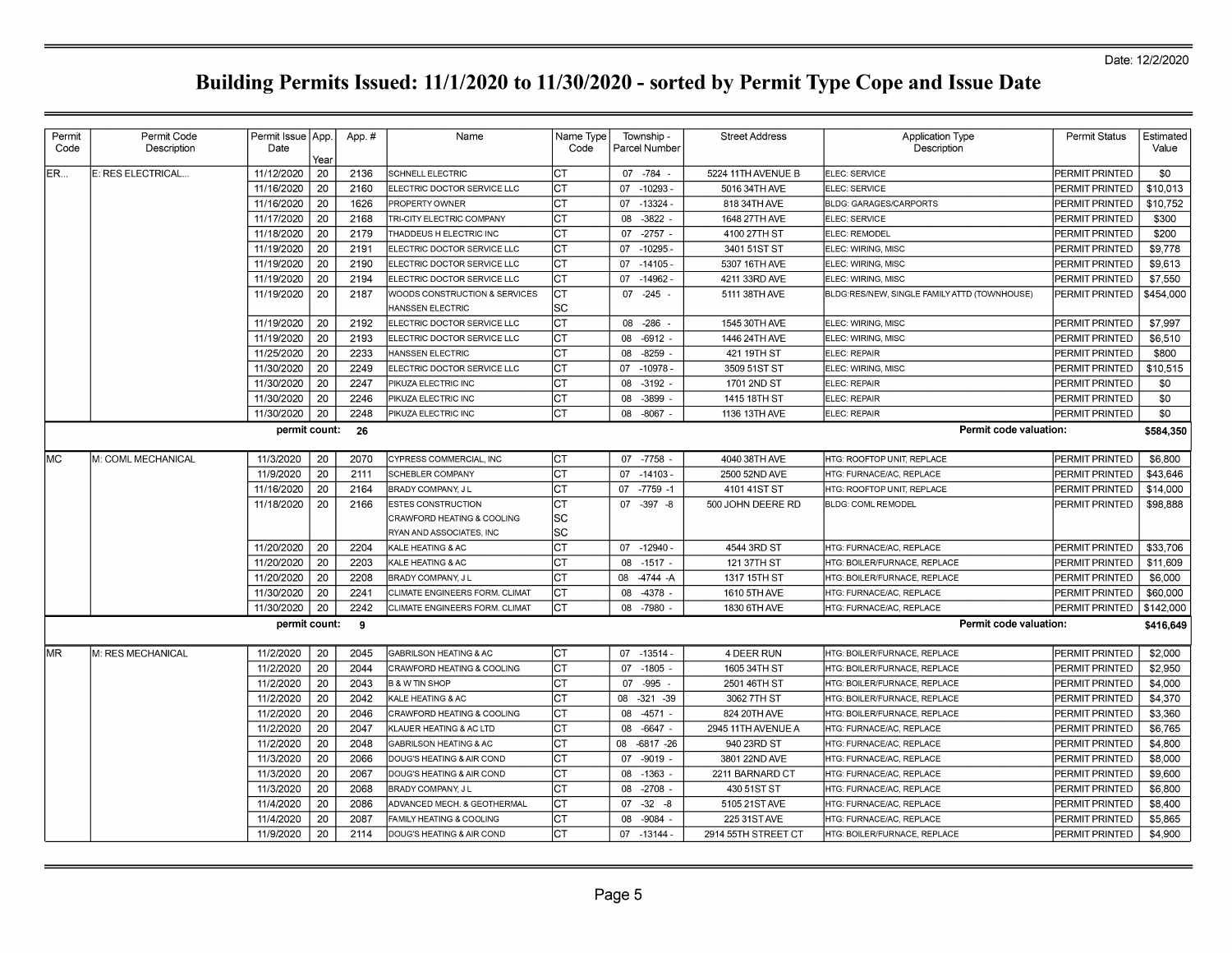Date: 12/2/2020

# Building Permits Issued: 11/1/2020 to 11/30/2020 - sorted by Permit Type Cope and Issue Date

| Permit Code | Permit Code Description | Permit Issue Date | App. Year | App. # | Name | Name Type Code | Township - Parcel Number | Street Address | Application Type Description | Permit Status | Estimated Value |
|---|---|---|---|---|---|---|---|---|---|---|---|
| ER... | E: RES ELECTRICAL... | 11/12/2020 | 20 | 2136 | SCHNELL ELECTRIC | CT | 07 -784 - | 5224 11TH AVENUE B | ELEC: SERVICE | PERMIT PRINTED | $0 |
| | | 11/16/2020 | 20 | 2160 | ELECTRIC DOCTOR SERVICE LLC | CT | 07 -10293 - | 5016 34TH AVE | ELEC: SERVICE | PERMIT PRINTED | $10,013 |
| | | 11/16/2020 | 20 | 1626 | PROPERTY OWNER | CT | 07 -13324 - | 818 34TH AVE | BLDG: GARAGES/CARPORTS | PERMIT PRINTED | $10,752 |
| | | 11/17/2020 | 20 | 2168 | TRI-CITY ELECTRIC COMPANY | CT | 08 -3822 - | 1648 27TH AVE | ELEC: SERVICE | PERMIT PRINTED | $300 |
| | | 11/18/2020 | 20 | 2179 | THADDEUS H ELECTRIC INC | CT | 07 -2757 - | 4100 27TH ST | ELEC: REMODEL | PERMIT PRINTED | $200 |
| | | 11/19/2020 | 20 | 2191 | ELECTRIC DOCTOR SERVICE LLC | CT | 07 -10295 - | 3401 51ST ST | ELEC: WIRING, MISC | PERMIT PRINTED | $9,778 |
| | | 11/19/2020 | 20 | 2190 | ELECTRIC DOCTOR SERVICE LLC | CT | 07 -14105 - | 5307 16TH AVE | ELEC: WIRING, MISC | PERMIT PRINTED | $9,613 |
| | | 11/19/2020 | 20 | 2194 | ELECTRIC DOCTOR SERVICE LLC | CT | 07 -14962 - | 4211 33RD AVE | ELEC: WIRING, MISC | PERMIT PRINTED | $7,550 |
| | | 11/19/2020 | 20 | 2187 | WOODS CONSTRUCTION & SERVICES<br>HANSSEN ELECTRIC | CT<br>SC | 07 -245 - | 5111 38TH AVE | BLDG:RES/NEW, SINGLE FAMILY ATTD (TOWNHOUSE) | PERMIT PRINTED | $454,000 |
| | | 11/19/2020 | 20 | 2192 | ELECTRIC DOCTOR SERVICE LLC | CT | 08 -286 - | 1545 30TH AVE | ELEC: WIRING, MISC | PERMIT PRINTED | $7,997 |
| | | 11/19/2020 | 20 | 2193 | ELECTRIC DOCTOR SERVICE LLC | CT | 08 -6912 - | 1446 24TH AVE | ELEC: WIRING, MISC | PERMIT PRINTED | $6,510 |
| | | 11/25/2020 | 20 | 2233 | HANSSEN ELECTRIC | CT | 08 -8259 - | 421 19TH ST | ELEC: REPAIR | PERMIT PRINTED | $800 |
| | | 11/30/2020 | 20 | 2249 | ELECTRIC DOCTOR SERVICE LLC | CT | 07 -10978 - | 3509 51ST ST | ELEC: WIRING, MISC | PERMIT PRINTED | $10,515 |
| | | 11/30/2020 | 20 | 2247 | PIKUZA ELECTRIC INC | CT | 08 -3192 - | 1701 2ND ST | ELEC: REPAIR | PERMIT PRINTED | $0 |
| | | 11/30/2020 | 20 | 2246 | PIKUZA ELECTRIC INC | CT | 08 -3899 - | 1415 18TH ST | ELEC: REPAIR | PERMIT PRINTED | $0 |
| | | 11/30/2020 | 20 | 2248 | PIKUZA ELECTRIC INC | CT | 08 -8067 - | 1136 13TH AVE | ELEC: REPAIR | PERMIT PRINTED | $0 |
| | | **permit count:** | | **26** | | | | | **Permit code valuation:** | | **$584,350** |
| MC | M: COML MECHANICAL | 11/3/2020 | 20 | 2070 | CYPRESS COMMERCIAL, INC | CT | 07 -7758 - | 4040 38TH AVE | HTG: ROOFTOP UNIT, REPLACE | PERMIT PRINTED | $6,800 |
| | | 11/9/2020 | 20 | 2111 | SCHEBLER COMPANY | CT | 07 -14103 - | 2500 52ND AVE | HTG: FURNACE/AC, REPLACE | PERMIT PRINTED | $43,646 |
| | | 11/16/2020 | 20 | 2164 | BRADY COMPANY, J L | CT | 07 -7759 -1 | 4101 41ST ST | HTG: ROOFTOP UNIT, REPLACE | PERMIT PRINTED | $14,000 |
| | | 11/18/2020 | 20 | 2166 | ESTES CONSTRUCTION<br>CRAWFORD HEATING & COOLING<br>RYAN AND ASSOCIATES, INC | CT<br>SC<br>SC | 07 -397 -8 | 500 JOHN DEERE RD | BLDG: COML REMODEL | PERMIT PRINTED | $98,888 |
| | | 11/20/2020 | 20 | 2204 | KALE HEATING & AC | CT | 07 -12940 - | 4544 3RD ST | HTG: FURNACE/AC, REPLACE | PERMIT PRINTED | $33,706 |
| | | 11/20/2020 | 20 | 2203 | KALE HEATING & AC | CT | 08 -1517 - | 121 37TH ST | HTG: BOILER/FURNACE, REPLACE | PERMIT PRINTED | $11,609 |
| | | 11/20/2020 | 20 | 2208 | BRADY COMPANY, J L | CT | 08 -4744 -A | 1317 15TH ST | HTG: BOILER/FURNACE, REPLACE | PERMIT PRINTED | $6,000 |
| | | 11/30/2020 | 20 | 2241 | CLIMATE ENGINEERS FORM. CLIMAT | CT | 08 -4378 - | 1610 5TH AVE | HTG: FURNACE/AC, REPLACE | PERMIT PRINTED | $60,000 |
| | | 11/30/2020 | 20 | 2242 | CLIMATE ENGINEERS FORM. CLIMAT | CT | 08 -7980 - | 1830 6TH AVE | HTG: FURNACE/AC, REPLACE | PERMIT PRINTED | $142,000 |
| | | **permit count:** | | **9** | | | | | **Permit code valuation:** | | **$416,649** |
| MR | M: RES MECHANICAL | 11/2/2020 | 20 | 2045 | GABRILSON HEATING & AC | CT | 07 -13514 - | 4 DEER RUN | HTG: BOILER/FURNACE, REPLACE | PERMIT PRINTED | $2,000 |
| | | 11/2/2020 | 20 | 2044 | CRAWFORD HEATING & COOLING | CT | 07 -1805 - | 1605 34TH ST | HTG: BOILER/FURNACE, REPLACE | PERMIT PRINTED | $2,950 |
| | | 11/2/2020 | 20 | 2043 | B & W TIN SHOP | CT | 07 -995 - | 2501 46TH ST | HTG: BOILER/FURNACE, REPLACE | PERMIT PRINTED | $4,000 |
| | | 11/2/2020 | 20 | 2042 | KALE HEATING & AC | CT | 08 -321 -39 | 3062 7TH ST | HTG: BOILER/FURNACE, REPLACE | PERMIT PRINTED | $4,370 |
| | | 11/2/2020 | 20 | 2046 | CRAWFORD HEATING & COOLING | CT | 08 -4571 - | 824 20TH AVE | HTG: BOILER/FURNACE, REPLACE | PERMIT PRINTED | $3,360 |
| | | 11/2/2020 | 20 | 2047 | KLAUER HEATING & AC LTD | CT | 08 -6647 - | 2945 11TH AVENUE A | HTG: FURNACE/AC, REPLACE | PERMIT PRINTED | $6,765 |
| | | 11/2/2020 | 20 | 2048 | GABRILSON HEATING & AC | CT | 08 -6817 -26 | 940 23RD ST | HTG: FURNACE/AC, REPLACE | PERMIT PRINTED | $4,800 |
| | | 11/3/2020 | 20 | 2066 | DOUG'S HEATING & AIR COND | CT | 07 -9019 - | 3801 22ND AVE | HTG: FURNACE/AC, REPLACE | PERMIT PRINTED | $8,000 |
| | | 11/3/2020 | 20 | 2067 | DOUG'S HEATING & AIR COND | CT | 08 -1363 - | 2211 BARNARD CT | HTG: FURNACE/AC, REPLACE | PERMIT PRINTED | $9,600 |
| | | 11/3/2020 | 20 | 2068 | BRADY COMPANY, J L | CT | 08 -2708 - | 430 51ST ST | HTG: FURNACE/AC, REPLACE | PERMIT PRINTED | $6,800 |
| | | 11/4/2020 | 20 | 2086 | ADVANCED MECH. & GEOTHERMAL | CT | 07 -32 -8 | 5105 21ST AVE | HTG: FURNACE/AC, REPLACE | PERMIT PRINTED | $8,400 |
| | | 11/4/2020 | 20 | 2087 | FAMILY HEATING & COOLING | CT | 08 -9084 - | 225 31ST AVE | HTG: FURNACE/AC, REPLACE | PERMIT PRINTED | $5,865 |
| | | 11/9/2020 | 20 | 2114 | DOUG'S HEATING & AIR COND | CT | 07 -13144 - | 2914 55TH STREET CT | HTG: BOILER/FURNACE, REPLACE | PERMIT PRINTED | $4,900 |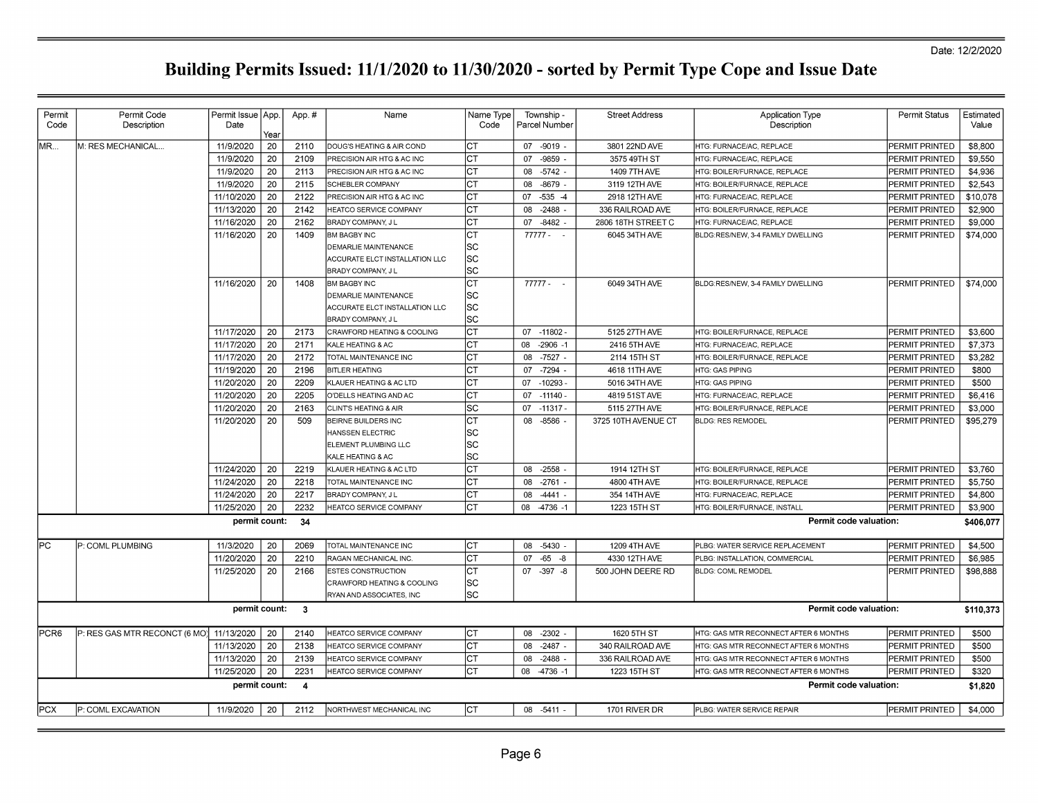Date: 12/2/2020

# Building Permits Issued: 11/1/2020 to 11/30/2020 - sorted by Permit Type Cope and Issue Date

| Permit Code | Permit Code Description | Permit Issue Date | App. Year | App. # | Name | Name Type Code | Township - Parcel Number | Street Address | Application Type Description | Permit Status | Estimated Value |
|---|---|---|---|---|---|---|---|---|---|---|---|
| MR... | M: RES MECHANICAL... | 11/9/2020 | 20 | 2110 | DOUG'S HEATING & AIR COND | CT | 07 -9019 - | 3801 22ND AVE | HTG: FURNACE/AC, REPLACE | PERMIT PRINTED | $8,800 |
| | | 11/9/2020 | 20 | 2109 | PRECISION AIR HTG & AC INC | CT | 07 -9859 - | 3575 49TH ST | HTG: FURNACE/AC, REPLACE | PERMIT PRINTED | $9,550 |
| | | 11/9/2020 | 20 | 2113 | PRECISION AIR HTG & AC INC | CT | 08 -5742 - | 1409 7TH AVE | HTG: BOILER/FURNACE, REPLACE | PERMIT PRINTED | $4,936 |
| | | 11/9/2020 | 20 | 2115 | SCHEBLER COMPANY | CT | 08 -8679 - | 3119 12TH AVE | HTG: BOILER/FURNACE, REPLACE | PERMIT PRINTED | $2,543 |
| | | 11/10/2020 | 20 | 2122 | PRECISION AIR HTG & AC INC | CT | 07 -535 -4 | 2918 12TH AVE | HTG: FURNACE/AC, REPLACE | PERMIT PRINTED | $10,078 |
| | | 11/13/2020 | 20 | 2142 | HEATCO SERVICE COMPANY | CT | 08 -2488 - | 336 RAILROAD AVE | HTG: BOILER/FURNACE, REPLACE | PERMIT PRINTED | $2,900 |
| | | 11/16/2020 | 20 | 2162 | BRADY COMPANY, J L | CT | 07 -8482 - | 2806 18TH STREET C | HTG: FURNACE/AC, REPLACE | PERMIT PRINTED | $9,000 |
| | | 11/16/2020 | 20 | 1409 | BM BAGBY INC | CT | 77777 - - | 6045 34TH AVE | BLDG:RES/NEW, 3-4 FAMILY DWELLING | PERMIT PRINTED | $74,000 |
| | | | | | DEMARLIE MAINTENANCE | SC | | | | | |
| | | | | | ACCURATE ELCT INSTALLATION LLC | SC | | | | | |
| | | | | | BRADY COMPANY, J L | SC | | | | | |
| | | 11/16/2020 | 20 | 1408 | BM BAGBY INC | CT | 77777 - - | 6049 34TH AVE | BLDG:RES/NEW, 3-4 FAMILY DWELLING | PERMIT PRINTED | $74,000 |
| | | | | | DEMARLIE MAINTENANCE | SC | | | | | |
| | | | | | ACCURATE ELCT INSTALLATION LLC | SC | | | | | |
| | | | | | BRADY COMPANY, J L | SC | | | | | |
| | | 11/17/2020 | 20 | 2173 | CRAWFORD HEATING & COOLING | CT | 07 -11802 - | 5125 27TH AVE | HTG: BOILER/FURNACE, REPLACE | PERMIT PRINTED | $3,600 |
| | | 11/17/2020 | 20 | 2171 | KALE HEATING & AC | CT | 08 -2906 -1 | 2416 5TH AVE | HTG: FURNACE/AC, REPLACE | PERMIT PRINTED | $7,373 |
| | | 11/17/2020 | 20 | 2172 | TOTAL MAINTENANCE INC | CT | 08 -7527 - | 2114 15TH ST | HTG: BOILER/FURNACE, REPLACE | PERMIT PRINTED | $3,282 |
| | | 11/19/2020 | 20 | 2196 | BITLER HEATING | CT | 07 -7294 - | 4618 11TH AVE | HTG: GAS PIPING | PERMIT PRINTED | $800 |
| | | 11/20/2020 | 20 | 2209 | KLAUER HEATING & AC LTD | CT | 07 -10293 - | 5016 34TH AVE | HTG: GAS PIPING | PERMIT PRINTED | $500 |
| | | 11/20/2020 | 20 | 2205 | O'DELLS HEATING AND AC | CT | 07 -11140 - | 4819 51ST AVE | HTG: FURNACE/AC, REPLACE | PERMIT PRINTED | $6,416 |
| | | 11/20/2020 | 20 | 2163 | CLINT'S HEATING & AIR | SC | 07 -11317 - | 5115 27TH AVE | HTG: BOILER/FURNACE, REPLACE | PERMIT PRINTED | $3,000 |
| | | 11/20/2020 | 20 | 509 | BEIRNE BUILDERS INC | CT | 08 -8586 - | 3725 10TH AVENUE CT | BLDG: RES REMODEL | PERMIT PRINTED | $95,279 |
| | | | | | HANSSEN ELECTRIC | SC | | | | | |
| | | | | | ELEMENT PLUMBING LLC | SC | | | | | |
| | | | | | KALE HEATING & AC | SC | | | | | |
| | | 11/24/2020 | 20 | 2219 | KLAUER HEATING & AC LTD | CT | 08 -2558 - | 1914 12TH ST | HTG: BOILER/FURNACE, REPLACE | PERMIT PRINTED | $3,760 |
| | | 11/24/2020 | 20 | 2218 | TOTAL MAINTENANCE INC | CT | 08 -2761 - | 4800 4TH AVE | HTG: BOILER/FURNACE, REPLACE | PERMIT PRINTED | $5,750 |
| | | 11/24/2020 | 20 | 2217 | BRADY COMPANY, J L | CT | 08 -4441 - | 354 14TH AVE | HTG: FURNACE/AC, REPLACE | PERMIT PRINTED | $4,800 |
| | | 11/25/2020 | 20 | 2232 | HEATCO SERVICE COMPANY | CT | 08 -4736 -1 | 1223 15TH ST | HTG: BOILER/FURNACE, INSTALL | PERMIT PRINTED | $3,900 |
| | | **permit count:** | | **34** | | | | | **Permit code valuation:** | | **$406,077** |
| PC | P: COML PLUMBING | 11/3/2020 | 20 | 2069 | TOTAL MAINTENANCE INC | CT | 08 -5430 - | 1209 4TH AVE | PLBG: WATER SERVICE REPLACEMENT | PERMIT PRINTED | $4,500 |
| | | 11/20/2020 | 20 | 2210 | RAGAN MECHANICAL INC. | CT | 07 -65 -8 | 4330 12TH AVE | PLBG: INSTALLATION, COMMERCIAL | PERMIT PRINTED | $6,985 |
| | | 11/25/2020 | 20 | 2166 | ESTES CONSTRUCTION | CT | 07 -397 -8 | 500 JOHN DEERE RD | BLDG: COML REMODEL | PERMIT PRINTED | $98,888 |
| | | | | | CRAWFORD HEATING & COOLING | SC | | | | | |
| | | | | | RYAN AND ASSOCIATES, INC | SC | | | | | |
| | | **permit count:** | | **3** | | | | | **Permit code valuation:** | | **$110,373** |
| PCR6 | P: RES GAS MTR RECONCT (6 MO) | 11/13/2020 | 20 | 2140 | HEATCO SERVICE COMPANY | CT | 08 -2302 - | 1620 5TH ST | HTG: GAS MTR RECONNECT AFTER 6 MONTHS | PERMIT PRINTED | $500 |
| | | 11/13/2020 | 20 | 2138 | HEATCO SERVICE COMPANY | CT | 08 -2487 - | 340 RAILROAD AVE | HTG: GAS MTR RECONNECT AFTER 6 MONTHS | PERMIT PRINTED | $500 |
| | | 11/13/2020 | 20 | 2139 | HEATCO SERVICE COMPANY | CT | 08 -2488 - | 336 RAILROAD AVE | HTG: GAS MTR RECONNECT AFTER 6 MONTHS | PERMIT PRINTED | $500 |
| | | 11/25/2020 | 20 | 2231 | HEATCO SERVICE COMPANY | CT | 08 -4736 -1 | 1223 15TH ST | HTG: GAS MTR RECONNECT AFTER 6 MONTHS | PERMIT PRINTED | $320 |
| | | **permit count:** | | **4** | | | | | **Permit code valuation:** | | **$1,820** |
| PCX | P: COML EXCAVATION | 11/9/2020 | 20 | 2112 | NORTHWEST MECHANICAL INC | CT | 08 -5411 - | 1701 RIVER DR | PLBG: WATER SERVICE REPAIR | PERMIT PRINTED | $4,000 |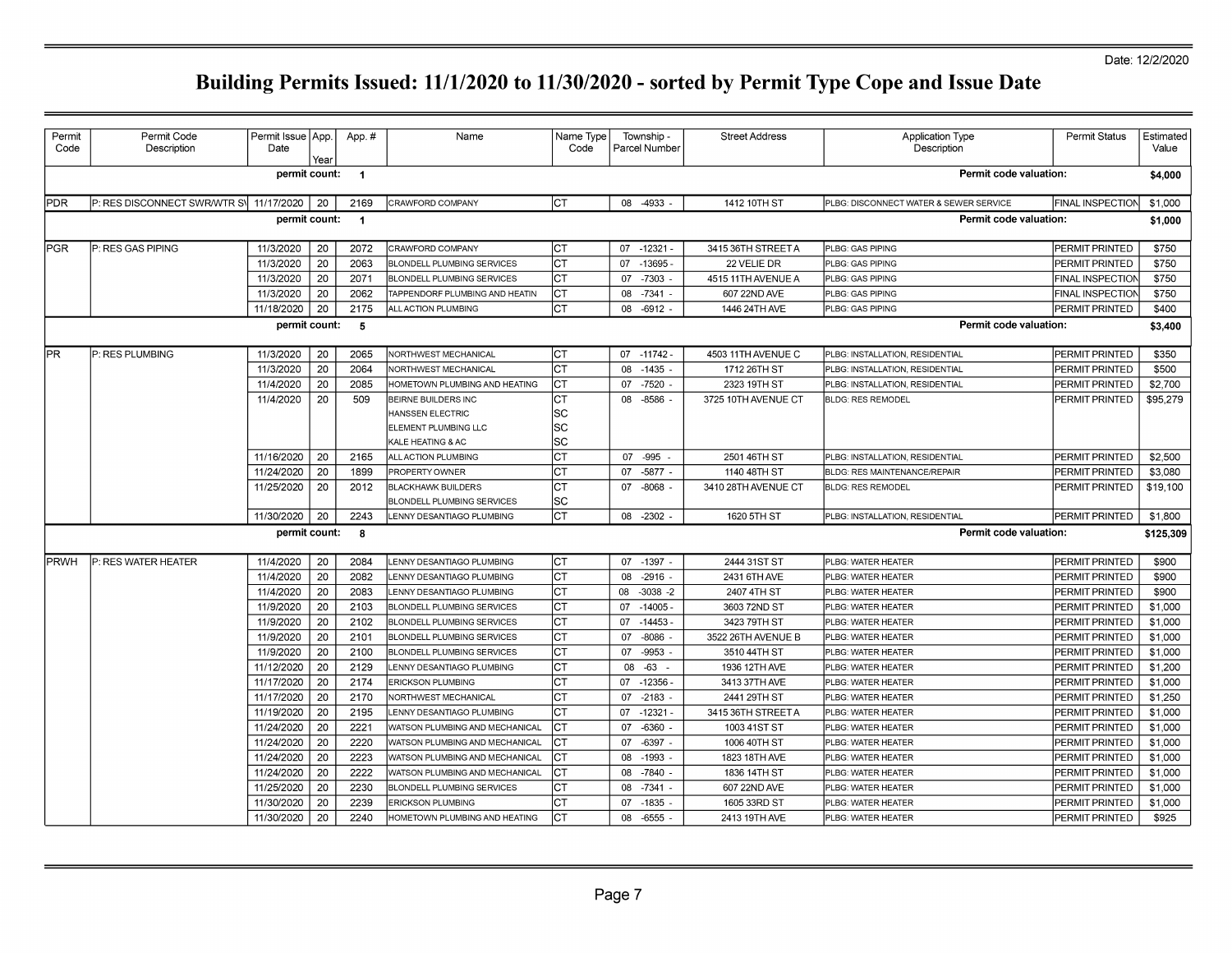Date: 12/2/2020

# Building Permits Issued: 11/1/2020 to 11/30/2020 - sorted by Permit Type Cope and Issue Date

| Permit Code | Permit Code Description | Permit Issue Date | App. Year | App. # | Name | Name Type Code | Township - Parcel Number | Street Address | Application Type Description | Permit Status | Estimated Value |
|---|---|---|---|---|---|---|---|---|---|---|---|
| | | permit count: | | 1 | | | | | Permit code valuation: | | $4,000 |
| PDR | P: RES DISCONNECT SWR/WTR S\ | 11/17/2020 | 20 | 2169 | CRAWFORD COMPANY | CT | 08 -4933 - | 1412 10TH ST | PLBG: DISCONNECT WATER & SEWER SERVICE | FINAL INSPECTION | $1,000 |
| | | permit count: | | 1 | | | | | Permit code valuation: | | $1,000 |
| PGR | P: RES GAS PIPING | 11/3/2020 | 20 | 2072 | CRAWFORD COMPANY | CT | 07 -12321 - | 3415 36TH STREET A | PLBG: GAS PIPING | PERMIT PRINTED | $750 |
| | | 11/3/2020 | 20 | 2063 | BLONDELL PLUMBING SERVICES | CT | 07 -13695 - | 22 VELIE DR | PLBG: GAS PIPING | PERMIT PRINTED | $750 |
| | | 11/3/2020 | 20 | 2071 | BLONDELL PLUMBING SERVICES | CT | 07 -7303 - | 4515 11TH AVENUE A | PLBG: GAS PIPING | FINAL INSPECTION | $750 |
| | | 11/3/2020 | 20 | 2062 | TAPPENDORF PLUMBING AND HEATIN | CT | 08 -7341 - | 607 22ND AVE | PLBG: GAS PIPING | FINAL INSPECTION | $750 |
| | | 11/18/2020 | 20 | 2175 | ALL ACTION PLUMBING | CT | 08 -6912 - | 1446 24TH AVE | PLBG: GAS PIPING | PERMIT PRINTED | $400 |
| | | permit count: | | 5 | | | | | Permit code valuation: | | $3,400 |
| PR | P: RES PLUMBING | 11/3/2020 | 20 | 2065 | NORTHWEST MECHANICAL | CT | 07 -11742 - | 4503 11TH AVENUE C | PLBG: INSTALLATION, RESIDENTIAL | PERMIT PRINTED | $350 |
| | | 11/3/2020 | 20 | 2064 | NORTHWEST MECHANICAL | CT | 08 -1435 - | 1712 26TH ST | PLBG: INSTALLATION, RESIDENTIAL | PERMIT PRINTED | $500 |
| | | 11/4/2020 | 20 | 2085 | HOMETOWN PLUMBING AND HEATING | CT | 07 -7520 - | 2323 19TH ST | PLBG: INSTALLATION, RESIDENTIAL | PERMIT PRINTED | $2,700 |
| | | 11/4/2020 | 20 | 509 | BEIRNE BUILDERS INC | CT | 08 -8586 - | 3725 10TH AVENUE CT | BLDG: RES REMODEL | PERMIT PRINTED | $95,279 |
| | | | | | HANSSEN ELECTRIC | SC | | | | | |
| | | | | | ELEMENT PLUMBING LLC | SC | | | | | |
| | | | | | KALE HEATING & AC | SC | | | | | |
| | | 11/16/2020 | 20 | 2165 | ALL ACTION PLUMBING | CT | 07 -995 - | 2501 46TH ST | PLBG: INSTALLATION, RESIDENTIAL | PERMIT PRINTED | $2,500 |
| | | 11/24/2020 | 20 | 1899 | PROPERTY OWNER | CT | 07 -5877 - | 1140 48TH ST | BLDG: RES MAINTENANCE/REPAIR | PERMIT PRINTED | $3,080 |
| | | 11/25/2020 | 20 | 2012 | BLACKHAWK BUILDERS | CT | 07 -8068 - | 3410 28TH AVENUE CT | BLDG: RES REMODEL | PERMIT PRINTED | $19,100 |
| | | | | | BLONDELL PLUMBING SERVICES | SC | | | | | |
| | | 11/30/2020 | 20 | 2243 | LENNY DESANTIAGO PLUMBING | CT | 08 -2302 - | 1620 5TH ST | PLBG: INSTALLATION, RESIDENTIAL | PERMIT PRINTED | $1,800 |
| | | permit count: | | 8 | | | | | Permit code valuation: | | $125,309 |
| PRWH | P: RES WATER HEATER | 11/4/2020 | 20 | 2084 | LENNY DESANTIAGO PLUMBING | CT | 07 -1397 - | 2444 31ST ST | PLBG: WATER HEATER | PERMIT PRINTED | $900 |
| | | 11/4/2020 | 20 | 2082 | LENNY DESANTIAGO PLUMBING | CT | 08 -2916 - | 2431 6TH AVE | PLBG: WATER HEATER | PERMIT PRINTED | $900 |
| | | 11/4/2020 | 20 | 2083 | LENNY DESANTIAGO PLUMBING | CT | 08 -3038 -2 | 2407 4TH ST | PLBG: WATER HEATER | PERMIT PRINTED | $900 |
| | | 11/9/2020 | 20 | 2103 | BLONDELL PLUMBING SERVICES | CT | 07 -14005 - | 3603 72ND ST | PLBG: WATER HEATER | PERMIT PRINTED | $1,000 |
| | | 11/9/2020 | 20 | 2102 | BLONDELL PLUMBING SERVICES | CT | 07 -14453 - | 3423 79TH ST | PLBG: WATER HEATER | PERMIT PRINTED | $1,000 |
| | | 11/9/2020 | 20 | 2101 | BLONDELL PLUMBING SERVICES | CT | 07 -8086 - | 3522 26TH AVENUE B | PLBG: WATER HEATER | PERMIT PRINTED | $1,000 |
| | | 11/9/2020 | 20 | 2100 | BLONDELL PLUMBING SERVICES | CT | 07 -9953 - | 3510 44TH ST | PLBG: WATER HEATER | PERMIT PRINTED | $1,000 |
| | | 11/12/2020 | 20 | 2129 | LENNY DESANTIAGO PLUMBING | CT | 08 -63 - | 1936 12TH AVE | PLBG: WATER HEATER | PERMIT PRINTED | $1,200 |
| | | 11/17/2020 | 20 | 2174 | ERICKSON PLUMBING | CT | 07 -12356 - | 3413 37TH AVE | PLBG: WATER HEATER | PERMIT PRINTED | $1,000 |
| | | 11/17/2020 | 20 | 2170 | NORTHWEST MECHANICAL | CT | 07 -2183 - | 2441 29TH ST | PLBG: WATER HEATER | PERMIT PRINTED | $1,250 |
| | | 11/19/2020 | 20 | 2195 | LENNY DESANTIAGO PLUMBING | CT | 07 -12321 - | 3415 36TH STREET A | PLBG: WATER HEATER | PERMIT PRINTED | $1,000 |
| | | 11/24/2020 | 20 | 2221 | WATSON PLUMBING AND MECHANICAL | CT | 07 -6360 - | 1003 41ST ST | PLBG: WATER HEATER | PERMIT PRINTED | $1,000 |
| | | 11/24/2020 | 20 | 2220 | WATSON PLUMBING AND MECHANICAL | CT | 07 -6397 - | 1006 40TH ST | PLBG: WATER HEATER | PERMIT PRINTED | $1,000 |
| | | 11/24/2020 | 20 | 2223 | WATSON PLUMBING AND MECHANICAL | CT | 08 -1993 - | 1823 18TH AVE | PLBG: WATER HEATER | PERMIT PRINTED | $1,000 |
| | | 11/24/2020 | 20 | 2222 | WATSON PLUMBING AND MECHANICAL | CT | 08 -7840 - | 1836 14TH ST | PLBG: WATER HEATER | PERMIT PRINTED | $1,000 |
| | | 11/25/2020 | 20 | 2230 | BLONDELL PLUMBING SERVICES | CT | 08 -7341 - | 607 22ND AVE | PLBG: WATER HEATER | PERMIT PRINTED | $1,000 |
| | | 11/30/2020 | 20 | 2239 | ERICKSON PLUMBING | CT | 07 -1835 - | 1605 33RD ST | PLBG: WATER HEATER | PERMIT PRINTED | $1,000 |
| | | 11/30/2020 | 20 | 2240 | HOMETOWN PLUMBING AND HEATING | CT | 08 -6555 - | 2413 19TH AVE | PLBG: WATER HEATER | PERMIT PRINTED | $925 |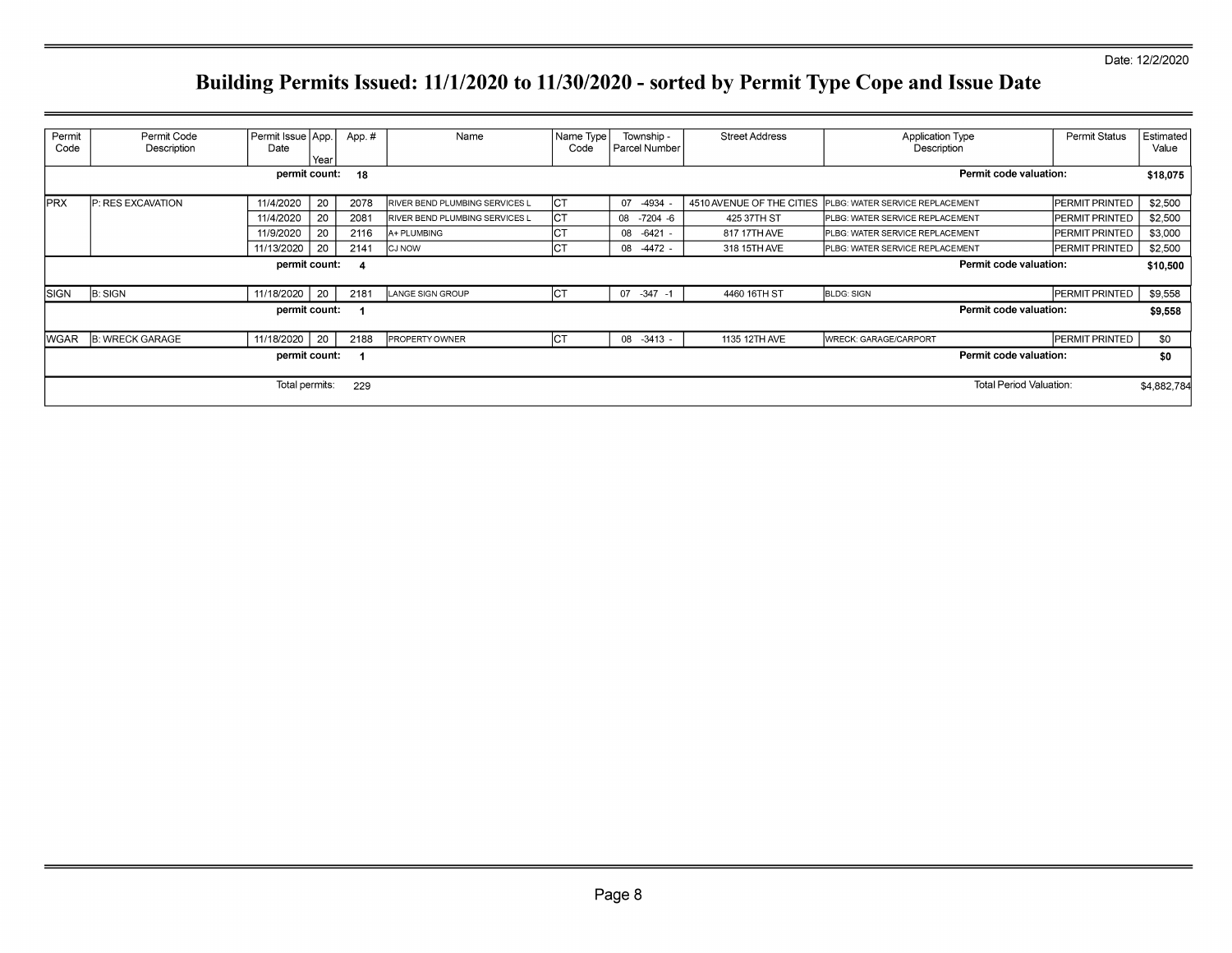Date: 12/2/2020

# Building Permits Issued: 11/1/2020 to 11/30/2020 - sorted by Permit Type Cope and Issue Date

| Permit Code | Permit Code Description | Permit Issue Date | App. Year | App. # | Name | Name Type Code | Township - Parcel Number | Street Address | Application Type Description | Permit Status | Estimated Value |
|---|---|---|---|---|---|---|---|---|---|---|---|
| | | permit count: | | 18 | | | | | Permit code valuation: | | $18,075 |
| PRX | P: RES EXCAVATION | 11/4/2020 | 20 | 2078 | RIVER BEND PLUMBING SERVICES L | CT | 07 -4934 - | 4510 AVENUE OF THE CITIES | PLBG: WATER SERVICE REPLACEMENT | PERMIT PRINTED | $2,500 |
| | | 11/4/2020 | 20 | 2081 | RIVER BEND PLUMBING SERVICES L | CT | 08 -7204 -6 | 425 37TH ST | PLBG: WATER SERVICE REPLACEMENT | PERMIT PRINTED | $2,500 |
| | | 11/9/2020 | 20 | 2116 | A+ PLUMBING | CT | 08 -6421 - | 817 17TH AVE | PLBG: WATER SERVICE REPLACEMENT | PERMIT PRINTED | $3,000 |
| | | 11/13/2020 | 20 | 2141 | CJ NOW | CT | 08 -4472 - | 318 15TH AVE | PLBG: WATER SERVICE REPLACEMENT | PERMIT PRINTED | $2,500 |
| | | permit count: | | 4 | | | | | Permit code valuation: | | $10,500 |
| SIGN | B: SIGN | 11/18/2020 | 20 | 2181 | LANGE SIGN GROUP | CT | 07 -347 -1 | 4460 16TH ST | BLDG: SIGN | PERMIT PRINTED | $9,558 |
| | | permit count: | | 1 | | | | | Permit code valuation: | | $9,558 |
| WGAR | B: WRECK GARAGE | 11/18/2020 | 20 | 2188 | PROPERTY OWNER | CT | 08 -3413 - | 1135 12TH AVE | WRECK: GARAGE/CARPORT | PERMIT PRINTED | $0 |
| | | permit count: | | 1 | | | | | Permit code valuation: | | $0 |
| | | Total permits: | | 229 | | | | | Total Period Valuation: | | $4,882,784 |